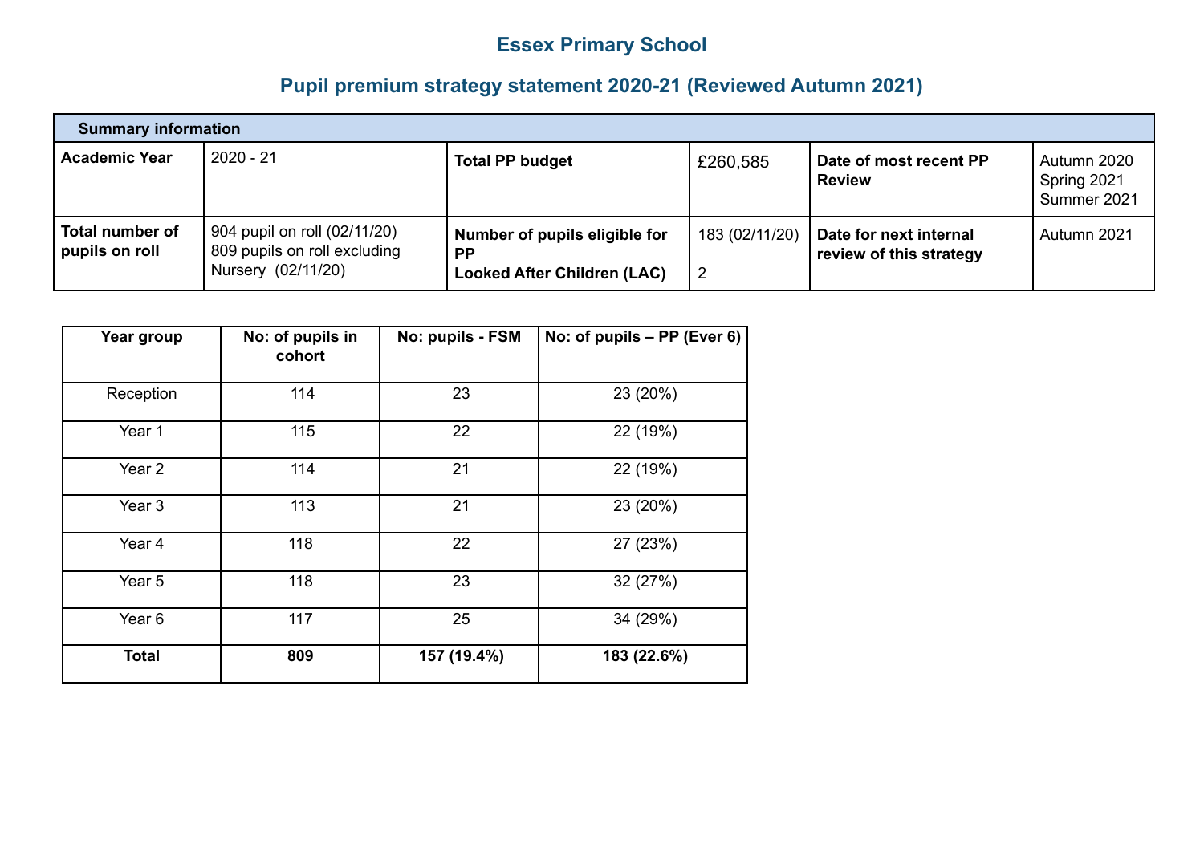# Essex Primary School

## Pupil premium strategy statement 2020-21 (Reviewed Autumn 2021)

| **Summary information** | | | | | |
|---|---|---|---|---|---|
| **Academic Year** | 2020 - 21 | **Total PP budget** | £260,585 | **Date of most recent PP Review** | Autumn 2020<br>Spring 2021<br>Summer 2021 |
| **Total number of pupils on roll** | 904 pupil on roll (02/11/20)<br>809 pupils on roll excluding Nursery (02/11/20) | **Number of pupils eligible for PP**<br>**Looked After Children (LAC)** | 183 (02/11/20)<br>2 | **Date for next internal review of this strategy** | Autumn 2021 |

| Year group | No: of pupils in cohort | No: pupils - FSM | No: of pupils – PP (Ever 6) |
|---|---|---|---|
| Reception | 114 | 23 | 23 (20%) |
| Year 1 | 115 | 22 | 22 (19%) |
| Year 2 | 114 | 21 | 22 (19%) |
| Year 3 | 113 | 21 | 23 (20%) |
| Year 4 | 118 | 22 | 27 (23%) |
| Year 5 | 118 | 23 | 32 (27%) |
| Year 6 | 117 | 25 | 34 (29%) |
| **Total** | **809** | **157 (19.4%)** | **183 (22.6%)** |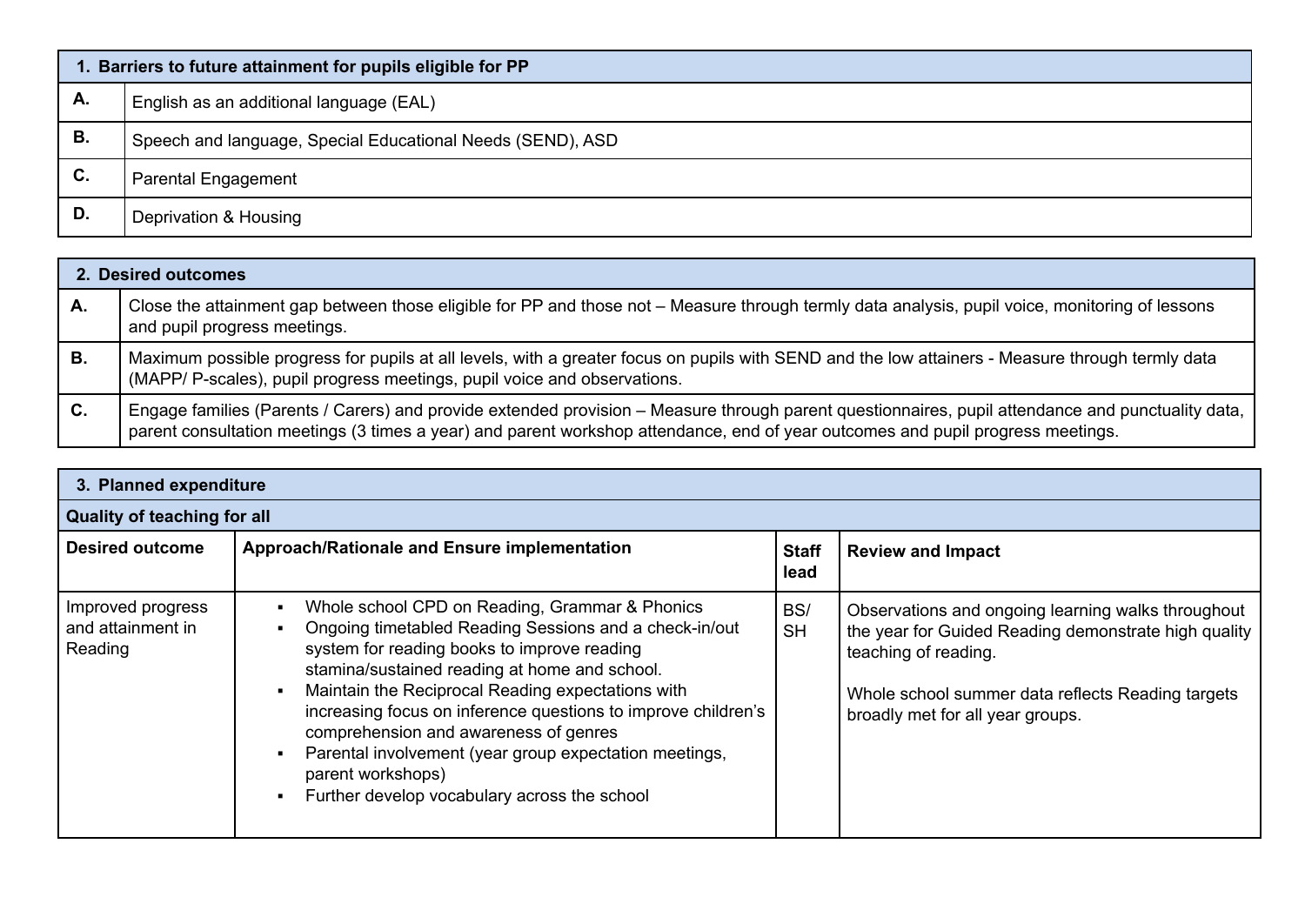| 1. Barriers to future attainment for pupils eligible for PP | |
|---|---|
| **A.** | English as an additional language (EAL) |
| **B.** | Speech and language, Special Educational Needs (SEND), ASD |
| **C.** | Parental Engagement |
| **D.** | Deprivation & Housing |

| 2. Desired outcomes | |
|---|---|
| **A.** | Close the attainment gap between those eligible for PP and those not – Measure through termly data analysis, pupil voice, monitoring of lessons and pupil progress meetings. |
| **B.** | Maximum possible progress for pupils at all levels, with a greater focus on pupils with SEND and the low attainers - Measure through termly data (MAPP/ P-scales), pupil progress meetings, pupil voice and observations. |
| **C.** | Engage families (Parents / Carers) and provide extended provision – Measure through parent questionnaires, pupil attendance and punctuality data, parent consultation meetings (3 times a year) and parent workshop attendance, end of year outcomes and pupil progress meetings. |

| 3. Planned expenditure | | | |
|---|---|---|---|
| **Quality of teaching for all** | | | |
| **Desired outcome** | **Approach/Rationale and Ensure implementation** | **Staff lead** | **Review and Impact** |
| Improved progress and attainment in Reading | ▪ Whole school CPD on Reading, Grammar & Phonics<br>▪ Ongoing timetabled Reading Sessions and a check-in/out system for reading books to improve reading stamina/sustained reading at home and school.<br>▪ Maintain the Reciprocal Reading expectations with increasing focus on inference questions to improve children's comprehension and awareness of genres<br>▪ Parental involvement (year group expectation meetings, parent workshops)<br>▪ Further develop vocabulary across the school | BS/ SH | Observations and ongoing learning walks throughout the year for Guided Reading demonstrate high quality teaching of reading.<br><br>Whole school summer data reflects Reading targets broadly met for all year groups. |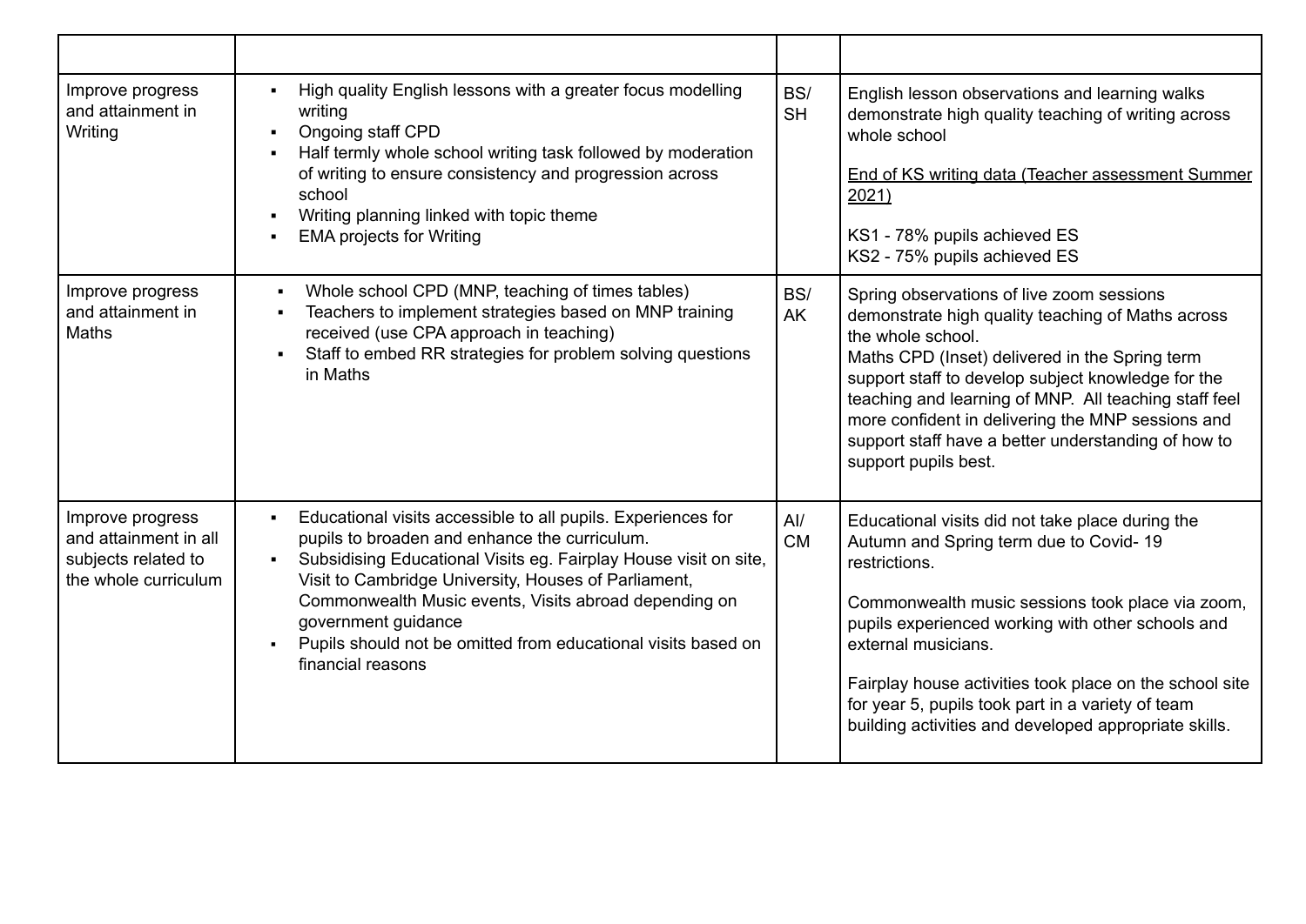| | | | |
|---|---|---|---|
| Improve progress and attainment in Writing | ▪ High quality English lessons with a greater focus modelling writing<br>▪ Ongoing staff CPD<br>▪ Half termly whole school writing task followed by moderation of writing to ensure consistency and progression across school<br>▪ Writing planning linked with topic theme<br>▪ EMA projects for Writing | BS/ SH | English lesson observations and learning walks demonstrate high quality teaching of writing across whole school<br><br>End of KS writing data (Teacher assessment Summer 2021)<br><br>KS1 - 78% pupils achieved ES<br>KS2 - 75% pupils achieved ES |
| Improve progress and attainment in Maths | ▪ Whole school CPD (MNP, teaching of times tables)<br>▪ Teachers to implement strategies based on MNP training received (use CPA approach in teaching)<br>▪ Staff to embed RR strategies for problem solving questions in Maths | BS/ AK | Spring observations of live zoom sessions demonstrate high quality teaching of Maths across the whole school.<br>Maths CPD (Inset) delivered in the Spring term support staff to develop subject knowledge for the teaching and learning of MNP. All teaching staff feel more confident in delivering the MNP sessions and support staff have a better understanding of how to support pupils best. |
| Improve progress and attainment in all subjects related to the whole curriculum | ▪ Educational visits accessible to all pupils. Experiences for pupils to broaden and enhance the curriculum.<br>▪ Subsidising Educational Visits eg. Fairplay House visit on site, Visit to Cambridge University, Houses of Parliament, Commonwealth Music events, Visits abroad depending on government guidance<br>▪ Pupils should not be omitted from educational visits based on financial reasons | AI/ CM | Educational visits did not take place during the Autumn and Spring term due to Covid- 19 restrictions.<br><br>Commonwealth music sessions took place via zoom, pupils experienced working with other schools and external musicians.<br><br>Fairplay house activities took place on the school site for year 5, pupils took part in a variety of team building activities and developed appropriate skills. |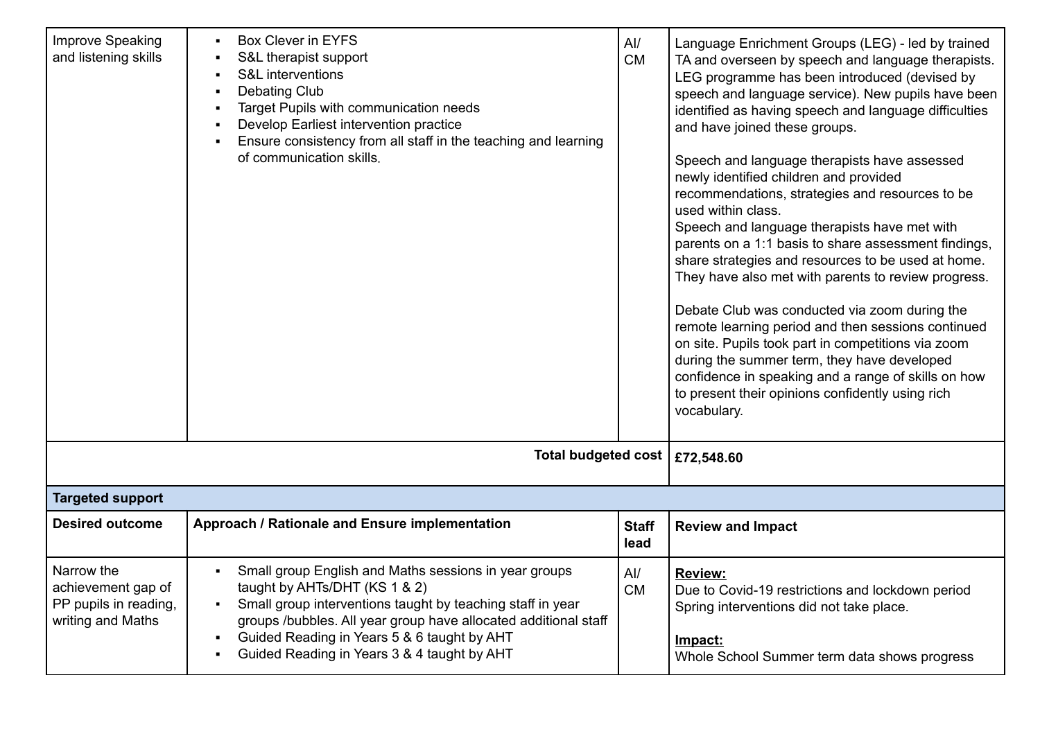| Improve Speaking and listening skills | ▪ Box Clever in EYFS<br>▪ S&L therapist support<br>▪ S&L interventions<br>▪ Debating Club<br>▪ Target Pupils with communication needs<br>▪ Develop Earliest intervention practice<br>▪ Ensure consistency from all staff in the teaching and learning of communication skills. | AI/ CM | Language Enrichment Groups (LEG) - led by trained TA and overseen by speech and language therapists. LEG programme has been introduced (devised by speech and language service). New pupils have been identified as having speech and language difficulties and have joined these groups.<br><br>Speech and language therapists have assessed newly identified children and provided recommendations, strategies and resources to be used within class.<br>Speech and language therapists have met with parents on a 1:1 basis to share assessment findings, share strategies and resources to be used at home. They have also met with parents to review progress.<br><br>Debate Club was conducted via zoom during the remote learning period and then sessions continued on site. Pupils took part in competitions via zoom during the summer term, they have developed confidence in speaking and a range of skills on how to present their opinions confidently using rich vocabulary. |
|---|---|---|---|
| | | **Total budgeted cost** | **£72,548.60** |
| **Targeted support** | | | |
| **Desired outcome** | **Approach / Rationale and Ensure implementation** | **Staff lead** | **Review and Impact** |
| Narrow the achievement gap of PP pupils in reading, writing and Maths | ▪ Small group English and Maths sessions in year groups taught by AHTs/DHT (KS 1 & 2)<br>▪ Small group interventions taught by teaching staff in year groups /bubbles. All year group have allocated additional staff<br>▪ Guided Reading in Years 5 & 6 taught by AHT<br>▪ Guided Reading in Years 3 & 4 taught by AHT | AI/ CM | **Review:**<br>Due to Covid-19 restrictions and lockdown period Spring interventions did not take place.<br><br>**Impact:**<br>Whole School Summer term data shows progress |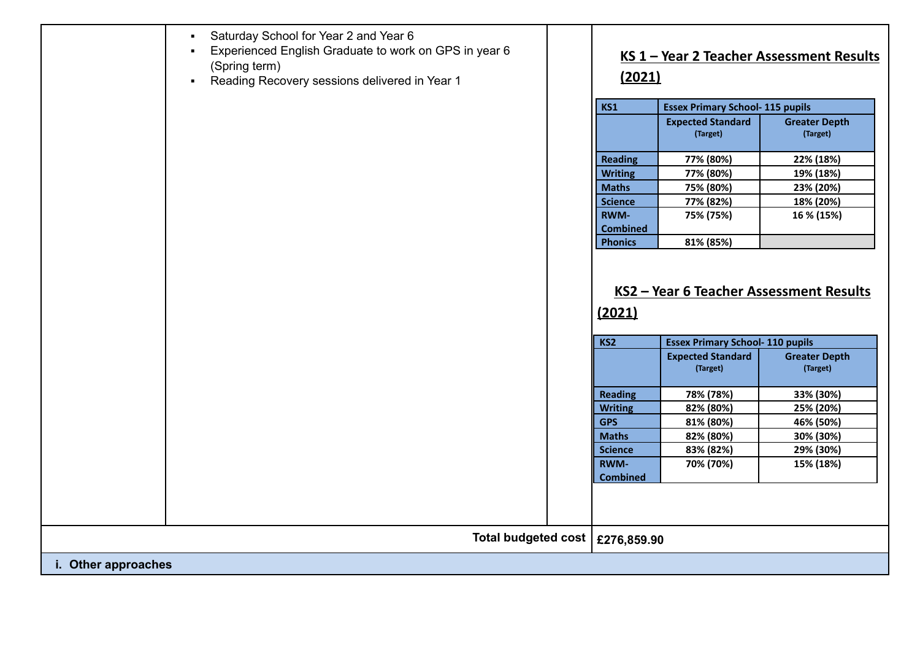- Saturday School for Year 2 and Year 6
- Experienced English Graduate to work on GPS in year 6 (Spring term)
- Reading Recovery sessions delivered in Year 1

## KS 1 – Year 2 Teacher Assessment Results (2021)

| KS1 | Essex Primary School- 115 pupils | |
|---|---|---|
| | Expected Standard (Target) | Greater Depth (Target) |
| Reading | 77% (80%) | 22% (18%) |
| Writing | 77% (80%) | 19% (18%) |
| Maths | 75% (80%) | 23% (20%) |
| Science | 77% (82%) | 18% (20%) |
| RWM-Combined | 75% (75%) | 16 % (15%) |
| Phonics | 81% (85%) | |

## KS2 – Year 6 Teacher Assessment Results (2021)

| KS2 | Essex Primary School- 110 pupils | |
|---|---|---|
| | Expected Standard (Target) | Greater Depth (Target) |
| Reading | 78% (78%) | 33% (30%) |
| Writing | 82% (80%) | 25% (20%) |
| GPS | 81% (80%) | 46% (50%) |
| Maths | 82% (80%) | 30% (30%) |
| Science | 83% (82%) | 29% (30%) |
| RWM-Combined | 70% (70%) | 15% (18%) |

**Total budgeted cost** **£276,859.90**

**i. Other approaches**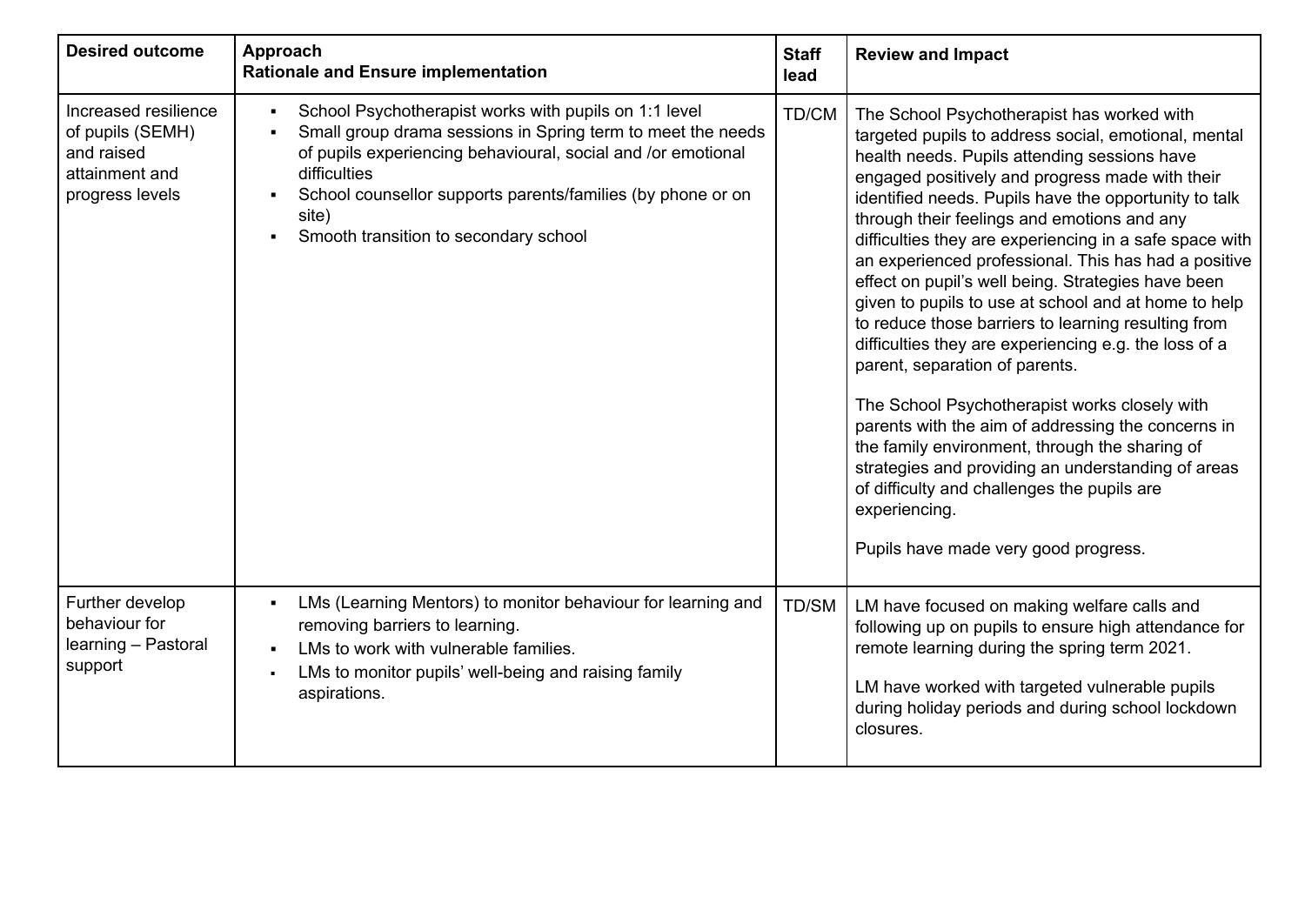| Desired outcome | Approach<br>Rationale and Ensure implementation | Staff lead | Review and Impact |
|---|---|---|---|
| Increased resilience of pupils (SEMH) and raised attainment and progress levels | ▪ School Psychotherapist works with pupils on 1:1 level<br>▪ Small group drama sessions in Spring term to meet the needs of pupils experiencing behavioural, social and /or emotional difficulties<br>▪ School counsellor supports parents/families (by phone or on site)<br>▪ Smooth transition to secondary school | TD/CM | The School Psychotherapist has worked with targeted pupils to address social, emotional, mental health needs. Pupils attending sessions have engaged positively and progress made with their identified needs. Pupils have the opportunity to talk through their feelings and emotions and any difficulties they are experiencing in a safe space with an experienced professional. This has had a positive effect on pupil's well being. Strategies have been given to pupils to use at school and at home to help to reduce those barriers to learning resulting from difficulties they are experiencing e.g. the loss of a parent, separation of parents.<br><br>The School Psychotherapist works closely with parents with the aim of addressing the concerns in the family environment, through the sharing of strategies and providing an understanding of areas of difficulty and challenges the pupils are experiencing.<br><br>Pupils have made very good progress. |
| Further develop behaviour for learning – Pastoral support | ▪ LMs (Learning Mentors) to monitor behaviour for learning and removing barriers to learning.<br>▪ LMs to work with vulnerable families.<br>▪ LMs to monitor pupils' well-being and raising family aspirations. | TD/SM | LM have focused on making welfare calls and following up on pupils to ensure high attendance for remote learning during the spring term 2021.<br><br>LM have worked with targeted vulnerable pupils during holiday periods and during school lockdown closures. |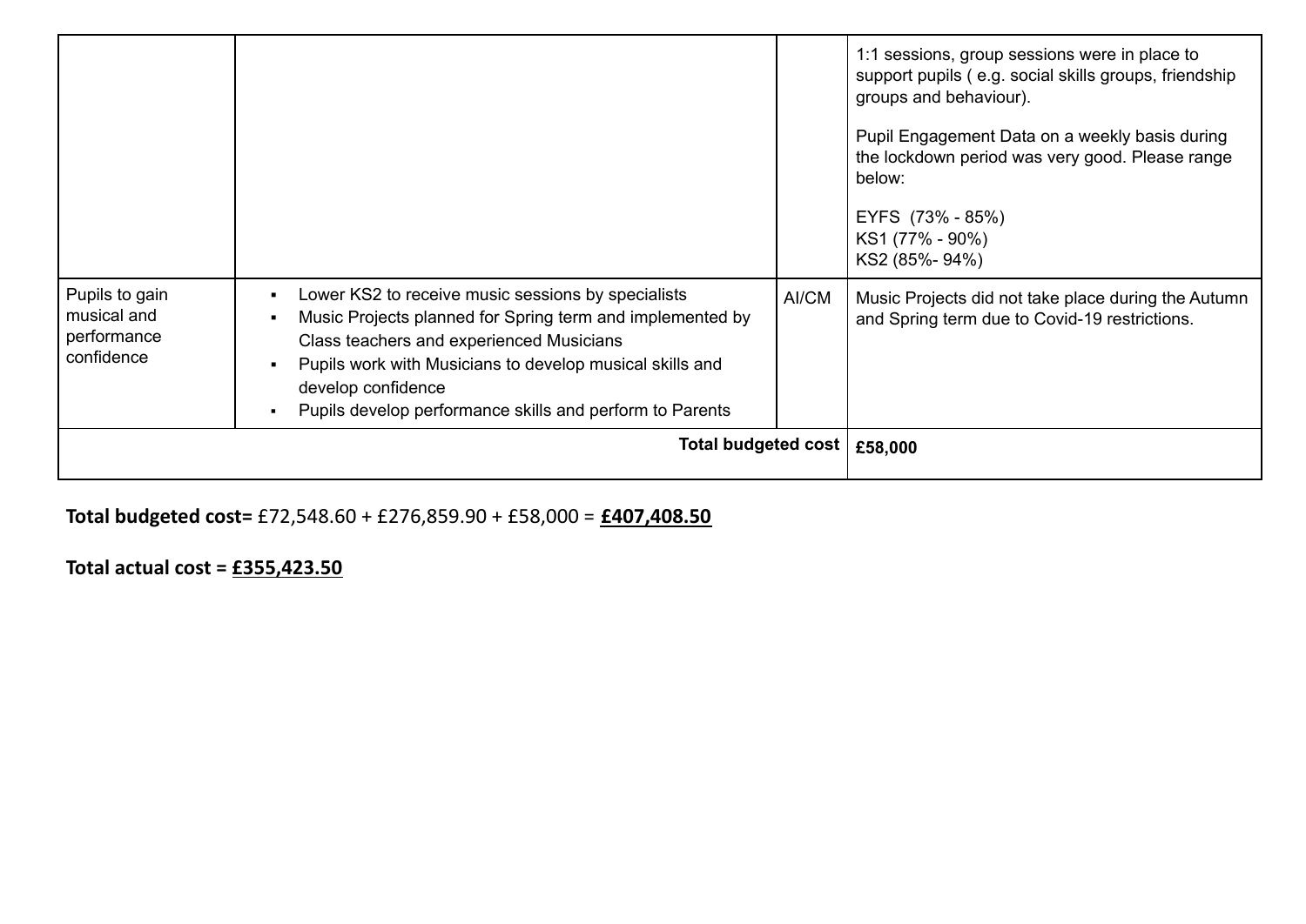| | | | |
|---|---|---|---|
| | | | 1:1 sessions, group sessions were in place to support pupils ( e.g. social skills groups, friendship groups and behaviour).<br><br>Pupil Engagement Data on a weekly basis during the lockdown period was very good. Please range below:<br><br>EYFS (73% - 85%)<br>KS1 (77% - 90%)<br>KS2 (85%- 94%) |
| Pupils to gain musical and performance confidence | ▪ Lower KS2 to receive music sessions by specialists<br>▪ Music Projects planned for Spring term and implemented by Class teachers and experienced Musicians<br>▪ Pupils work with Musicians to develop musical skills and develop confidence<br>▪ Pupils develop performance skills and perform to Parents | AI/CM | Music Projects did not take place during the Autumn and Spring term due to Covid-19 restrictions. |
| | | **Total budgeted cost** | **£58,000** |

**Total budgeted cost=** £72,548.60 + £276,859.90 + £58,000 = **£407,408.50**

**Total actual cost = £355,423.50**